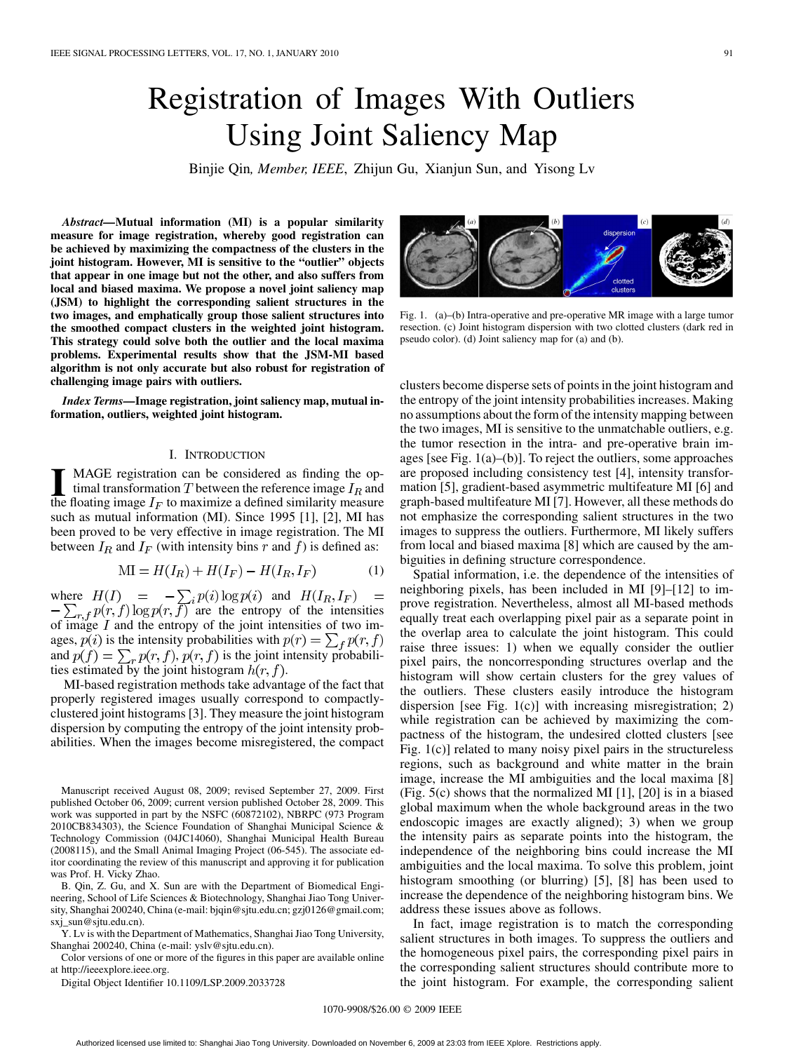# Registration of Images With Outliers Using Joint Saliency Map

Binjie Qin, *Member, IEEE*, Zhijun Gu, Xianjun Sun, and Yisong Lv

***Abstract*—Mutual information (MI) is a popular similarity measure for image registration, whereby good registration can be achieved by maximizing the compactness of the clusters in the joint histogram. However, MI is sensitive to the "outlier" objects that appear in one image but not the other, and also suffers from local and biased maxima. We propose a novel joint saliency map (JSM) to highlight the corresponding salient structures in the two images, and emphatically group those salient structures into the smoothed compact clusters in the weighted joint histogram. This strategy could solve both the outlier and the local maxima problems. Experimental results show that the JSM-MI based algorithm is not only accurate but also robust for registration of challenging image pairs with outliers.**

***Index Terms*—Image registration, joint saliency map, mutual information, outliers, weighted joint histogram.**

## I. Introduction

Image registration can be considered as finding the optimal transformation $T$ between the reference image $I_R$ and the floating image $I_F$ to maximize a defined similarity measure such as mutual information (MI). Since 1995 [1], [2], MI has been proved to be very effective in image registration. The MI between $I_R$ and $I_F$ (with intensity bins $r$ and $f$) is defined as:

$$\text{MI} = H(I_R) + H(I_F) - H(I_R, I_F) \tag{1}$$

where $H(I) = -\sum_i p(i)\log p(i)$ and $H(I_R, I_F) = -\sum_{r,f} p(r,f)\log p(r,f)$ are the entropy of the intensities of image $I$ and the entropy of the joint intensities of two images, $p(i)$ is the intensity probabilities with $p(r) = \sum_f p(r,f)$ and $p(f) = \sum_r p(r,f)$, $p(r,f)$ is the joint intensity probabilities estimated by the joint histogram $h(r,f)$.

MI-based registration methods take advantage of the fact that properly registered images usually correspond to compactly-clustered joint histograms [3]. They measure the joint histogram dispersion by computing the entropy of the joint intensity probabilities. When the images become misregistered, the compact clusters become disperse sets of points in the joint histogram and the entropy of the joint intensity probabilities increases. Making no assumptions about the form of the intensity mapping between the two images, MI is sensitive to the unmatchable outliers, e.g. the tumor resection in the intra- and pre-operative brain images [see Fig. 1(a)–(b)]. To reject the outliers, some approaches are proposed including consistency test [4], intensity transformation [5], gradient-based asymmetric multifeature MI [6] and graph-based multifeature MI [7]. However, all these methods do not emphasize the corresponding salient structures in the two images to suppress the outliers. Furthermore, MI likely suffers from local and biased maxima [8] which are caused by the ambiguities in defining structure correspondence.

Fig. 1. (a)–(b) Intra-operative and pre-operative MR image with a large tumor resection. (c) Joint histogram dispersion with two clotted clusters (dark red in pseudo color). (d) Joint saliency map for (a) and (b).

Spatial information, i.e. the dependence of the intensities of neighboring pixels, has been included in MI [9]–[12] to improve registration. Nevertheless, almost all MI-based methods equally treat each overlapping pixel pair as a separate point in the overlap area to calculate the joint histogram. This could raise three issues: 1) when we equally consider the outlier pixel pairs, the noncorresponding structures overlap and the histogram will show certain clusters for the grey values of the outliers. These clusters easily introduce the histogram dispersion [see Fig. 1(c)] with increasing misregistration; 2) while registration can be achieved by maximizing the compactness of the histogram, the undesired clotted clusters [see Fig. 1(c)] related to many noisy pixel pairs in the structureless regions, such as background and white matter in the brain image, increase the MI ambiguities and the local maxima [8] (Fig. 5(c) shows that the normalized MI [1], [20] is in a biased global maximum when the whole background areas in the two endoscopic images are exactly aligned); 3) when we group the intensity pairs as separate points into the histogram, the independence of the neighboring bins could increase the MI ambiguities and the local maxima. To solve this problem, joint histogram smoothing (or blurring) [5], [8] has been used to increase the dependence of the neighboring histogram bins. We address these issues above as follows.

In fact, image registration is to match the corresponding salient structures in both images. To suppress the outliers and the homogeneous pixel pairs, the corresponding pixel pairs in the corresponding salient structures should contribute more to the joint histogram. For example, the corresponding salient

Manuscript received August 08, 2009; revised September 27, 2009. First published October 06, 2009; current version published October 28, 2009. This work was supported in part by the NSFC (60872102), NBRPC (973 Program 2010CB834303), the Science Foundation of Shanghai Municipal Science & Technology Commission (04JC14060), Shanghai Municipal Health Bureau (2008115), and the Small Animal Imaging Project (06-545). The associate editor coordinating the review of this manuscript and approving it for publication was Prof. H. Vicky Zhao.

B. Qin, Z. Gu, and X. Sun are with the Department of Biomedical Engineering, School of Life Sciences & Biotechnology, Shanghai Jiao Tong University, Shanghai 200240, China (e-mail: bjqin@sjtu.edu.cn; gzj0126@gmail.com; sxj_sun@sjtu.edu.cn).

Y. Lv is with the Department of Mathematics, Shanghai Jiao Tong University, Shanghai 200240, China (e-mail: yslv@sjtu.edu.cn).

Color versions of one or more of the figures in this paper are available online at http://ieeexplore.ieee.org.

Digital Object Identifier 10.1109/LSP.2009.2033728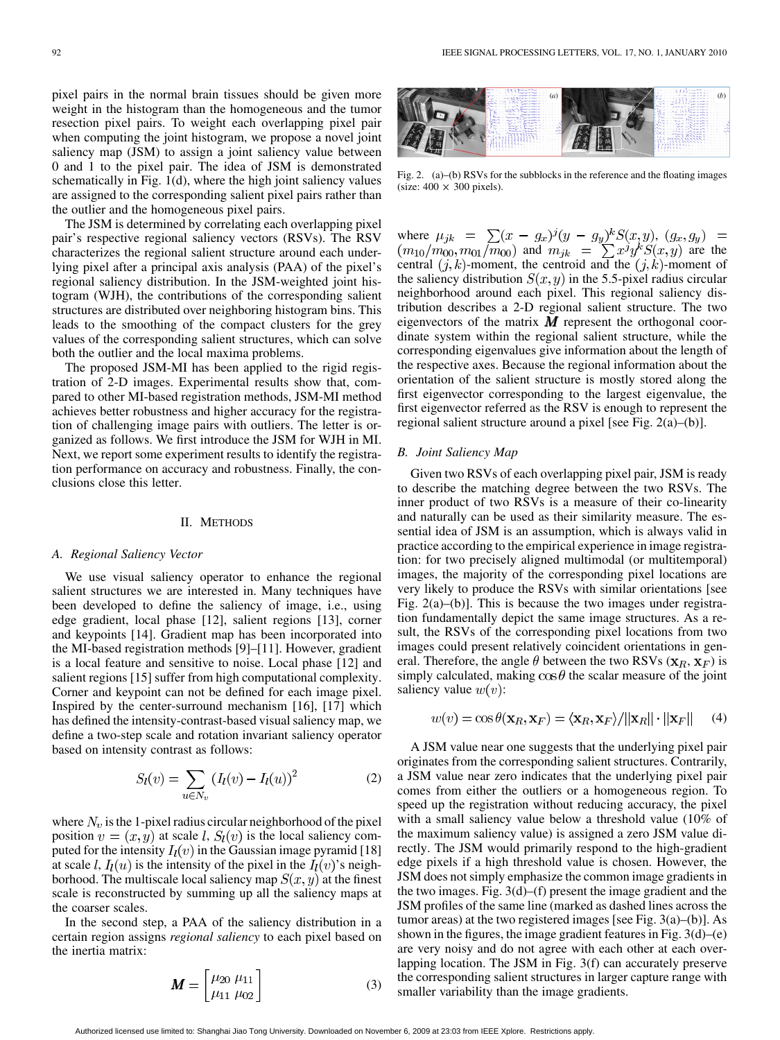pixel pairs in the normal brain tissues should be given more weight in the histogram than the homogeneous and the tumor resection pixel pairs. To weight each overlapping pixel pair when computing the joint histogram, we propose a novel joint saliency map (JSM) to assign a joint saliency value between 0 and 1 to the pixel pair. The idea of JSM is demonstrated schematically in Fig. 1(d), where the high joint saliency values are assigned to the corresponding salient pixel pairs rather than the outlier and the homogeneous pixel pairs.

The JSM is determined by correlating each overlapping pixel pair's respective regional saliency vectors (RSVs). The RSV characterizes the regional salient structure around each underlying pixel after a principal axis analysis (PAA) of the pixel's regional saliency distribution. In the JSM-weighted joint histogram (WJH), the contributions of the corresponding salient structures are distributed over neighboring histogram bins. This leads to the smoothing of the compact clusters for the grey values of the corresponding salient structures, which can solve both the outlier and the local maxima problems.

The proposed JSM-MI has been applied to the rigid registration of 2-D images. Experimental results show that, compared to other MI-based registration methods, JSM-MI method achieves better robustness and higher accuracy for the registration of challenging image pairs with outliers. The letter is organized as follows. We first introduce the JSM for WJH in MI. Next, we report some experiment results to identify the registration performance on accuracy and robustness. Finally, the conclusions close this letter.

## II. Methods

### A. Regional Saliency Vector

We use visual saliency operator to enhance the regional salient structures we are interested in. Many techniques have been developed to define the saliency of image, i.e., using edge gradient, local phase [12], salient regions [13], corner and keypoints [14]. Gradient map has been incorporated into the MI-based registration methods [9]–[11]. However, gradient is a local feature and sensitive to noise. Local phase [12] and salient regions [15] suffer from high computational complexity. Corner and keypoint can not be defined for each image pixel. Inspired by the center-surround mechanism [16], [17] which has defined the intensity-contrast-based visual saliency map, we define a two-step scale and rotation invariant saliency operator based on intensity contrast as follows:

$$S_l(v) = \sum_{u \in N_v} \left(I_l(v) - I_l(u)\right)^2 \tag{2}$$

where $N_v$ is the 1-pixel radius circular neighborhood of the pixel position $v = (x, y)$ at scale $l$, $S_l(v)$ is the local saliency computed for the intensity $I_l(v)$ in the Gaussian image pyramid [18] at scale $l$, $I_l(u)$ is the intensity of the pixel in the $I_l(v)$'s neighborhood. The multiscale local saliency map $S(x, y)$ at the finest scale is reconstructed by summing up all the saliency maps at the coarser scales.

In the second step, a PAA of the saliency distribution in a certain region assigns *regional saliency* to each pixel based on the inertia matrix:

$$\boldsymbol{M} = \begin{bmatrix} \mu_{20} & \mu_{11} \\ \mu_{11} & \mu_{02} \end{bmatrix} \tag{3}$$

Fig. 2. (a)–(b) RSVs for the subblocks in the reference and the floating images (size: $400 \times 300$ pixels).

where $\mu_{jk} = \sum (x - g_x)^j (y - g_y)^k S(x, y)$, $(g_x, g_y) = (m_{10}/m_{00}, m_{01}/m_{00})$ and $m_{jk} = \sum x^j y^k S(x, y)$ are the central $(j, k)$-moment, the centroid and the $(j, k)$-moment of the saliency distribution $S(x, y)$ in the 5.5-pixel radius circular neighborhood around each pixel. This regional saliency distribution describes a 2-D regional salient structure. The two eigenvectors of the matrix $\boldsymbol{M}$ represent the orthogonal coordinate system within the regional salient structure, while the corresponding eigenvalues give information about the length of the respective axes. Because the regional information about the orientation of the salient structure is mostly stored along the first eigenvector corresponding to the largest eigenvalue, the first eigenvector referred as the RSV is enough to represent the regional salient structure around a pixel [see Fig. 2(a)–(b)].

### B. Joint Saliency Map

Given two RSVs of each overlapping pixel pair, JSM is ready to describe the matching degree between the two RSVs. The inner product of two RSVs is a measure of their co-linearity and naturally can be used as their similarity measure. The essential idea of JSM is an assumption, which is always valid in practice according to the empirical experience in image registration: for two precisely aligned multimodal (or multitemporal) images, the majority of the corresponding pixel locations are very likely to produce the RSVs with similar orientations [see Fig. 2(a)–(b)]. This is because the two images under registration fundamentally depict the same image structures. As a result, the RSVs of the corresponding pixel locations from two images could present relatively coincident orientations in general. Therefore, the angle $\theta$ between the two RSVs $(\mathbf{x}_R, \mathbf{x}_F)$ is simply calculated, making $\cos\theta$ the scalar measure of the joint saliency value $w(v)$:

$$w(v) = \cos\theta(\mathbf{x}_R, \mathbf{x}_F) = \langle \mathbf{x}_R, \mathbf{x}_F \rangle / ||\mathbf{x}_R|| \cdot ||\mathbf{x}_F|| \tag{4}$$

A JSM value near one suggests that the underlying pixel pair originates from the corresponding salient structures. Contrarily, a JSM value near zero indicates that the underlying pixel pair comes from either the outliers or a homogeneous region. To speed up the registration without reducing accuracy, the pixel with a small saliency value below a threshold value (10% of the maximum saliency value) is assigned a zero JSM value directly. The JSM would primarily respond to the high-gradient edge pixels if a high threshold value is chosen. However, the JSM does not simply emphasize the common image gradients in the two images. Fig. 3(d)–(f) present the image gradient and the JSM profiles of the same line (marked as dashed lines across the tumor areas) at the two registered images [see Fig. 3(a)–(b)]. As shown in the figures, the image gradient features in Fig. 3(d)–(e) are very noisy and do not agree with each other at each overlapping location. The JSM in Fig. 3(f) can accurately preserve the corresponding salient structures in larger capture range with smaller variability than the image gradients.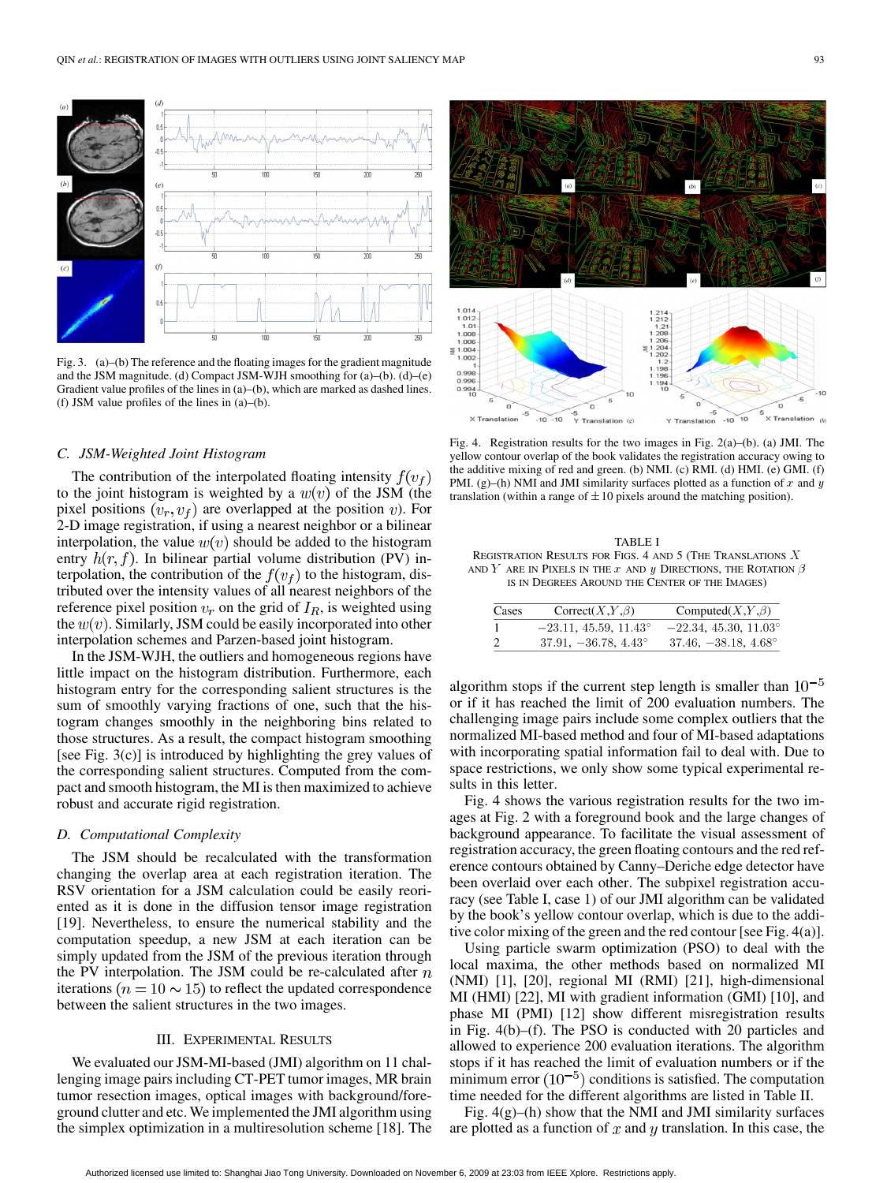Fig. 3. (a)–(b) The reference and the floating images for the gradient magnitude and the JSM magnitude. (d) Compact JSM-WJH smoothing for (a)–(b). (d)–(e) Gradient value profiles of the lines in (a)–(b), which are marked as dashed lines. (f) JSM value profiles of the lines in (a)–(b).

### C. JSM-Weighted Joint Histogram

The contribution of the interpolated floating intensity $f(v_f)$ to the joint histogram is weighted by a $w(v)$ of the JSM (the pixel positions $(v_r, v_f)$ are overlapped at the position $v$). For 2-D image registration, if using a nearest neighbor or a bilinear interpolation, the value $w(v)$ should be added to the histogram entry $h(r, f)$. In bilinear partial volume distribution (PV) interpolation, the contribution of the $f(v_f)$ to the histogram, distributed over the intensity values of all nearest neighbors of the reference pixel position $v_r$ on the grid of $I_R$, is weighted using the $w(v)$. Similarly, JSM could be easily incorporated into other interpolation schemes and Parzen-based joint histogram.

In the JSM-WJH, the outliers and homogeneous regions have little impact on the histogram distribution. Furthermore, each histogram entry for the corresponding salient structures is the sum of smoothly varying fractions of one, such that the histogram changes smoothly in the neighboring bins related to those structures. As a result, the compact histogram smoothing [see Fig. 3(c)] is introduced by highlighting the grey values of the corresponding salient structures. Computed from the compact and smooth histogram, the MI is then maximized to achieve robust and accurate rigid registration.

### D. Computational Complexity

The JSM should be recalculated with the transformation changing the overlap area at each registration iteration. The RSV orientation for a JSM calculation could be easily reoriented as it is done in the diffusion tensor image registration [19]. Nevertheless, to ensure the numerical stability and the computation speedup, a new JSM at each iteration can be simply updated from the JSM of the previous iteration through the PV interpolation. The JSM could be re-calculated after $n$ iterations ($n = 10 \sim 15$) to reflect the updated correspondence between the salient structures in the two images.

## III. Experimental Results

We evaluated our JSM-MI-based (JMI) algorithm on 11 challenging image pairs including CT-PET tumor images, MR brain tumor resection images, optical images with background/foreground clutter and etc. We implemented the JMI algorithm using the simplex optimization in a multiresolution scheme [18]. The algorithm stops if the current step length is smaller than $10^{-5}$ or if it has reached the limit of 200 evaluation numbers. The challenging image pairs include some complex outliers that the normalized MI-based method and four of MI-based adaptations with incorporating spatial information fail to deal with. Due to space restrictions, we only show some typical experimental results in this letter.

Fig. 4. Registration results for the two images in Fig. 2(a)–(b). (a) JMI. The yellow contour overlap of the book validates the registration accuracy owing to the additive mixing of red and green. (b) NMI. (c) RMI. (d) HMI. (e) GMI. (f) PMI. (g)–(h) NMI and JMI similarity surfaces plotted as a function of $x$ and $y$ translation (within a range of $\pm 10$ pixels around the matching position).

TABLE I
Registration Results for Figs. 4 and 5 (The Translations $X$ and $Y$ are in Pixels in the $x$ and $y$ Directions, the Rotation $\beta$ is in Degrees Around the Center of the Images)

| Cases | Correct($X$,$Y$,$\beta$) | Computed($X$,$Y$,$\beta$) |
|---|---|---|
| 1 | $-23.11$, $45.59$, $11.43^\circ$ | $-22.34$, $45.30$, $11.03^\circ$ |
| 2 | $37.91$, $-36.78$, $4.43^\circ$ | $37.46$, $-38.18$, $4.68^\circ$ |

Fig. 4 shows the various registration results for the two images at Fig. 2 with a foreground book and the large changes of background appearance. To facilitate the visual assessment of registration accuracy, the green floating contours and the red reference contours obtained by Canny–Deriche edge detector have been overlaid over each other. The subpixel registration accuracy (see Table I, case 1) of our JMI algorithm can be validated by the book's yellow contour overlap, which is due to the additive color mixing of the green and the red contour [see Fig. 4(a)].

Using particle swarm optimization (PSO) to deal with the local maxima, the other methods based on normalized MI (NMI) [1], [20], regional MI (RMI) [21], high-dimensional MI (HMI) [22], MI with gradient information (GMI) [10], and phase MI (PMI) [12] show different misregistration results in Fig. 4(b)–(f). The PSO is conducted with 20 particles and allowed to experience 200 evaluation iterations. The algorithm stops if it has reached the limit of evaluation numbers or if the minimum error $(10^{-5})$ conditions is satisfied. The computation time needed for the different algorithms are listed in Table II.

Fig. 4(g)–(h) show that the NMI and JMI similarity surfaces are plotted as a function of $x$ and $y$ translation. In this case, the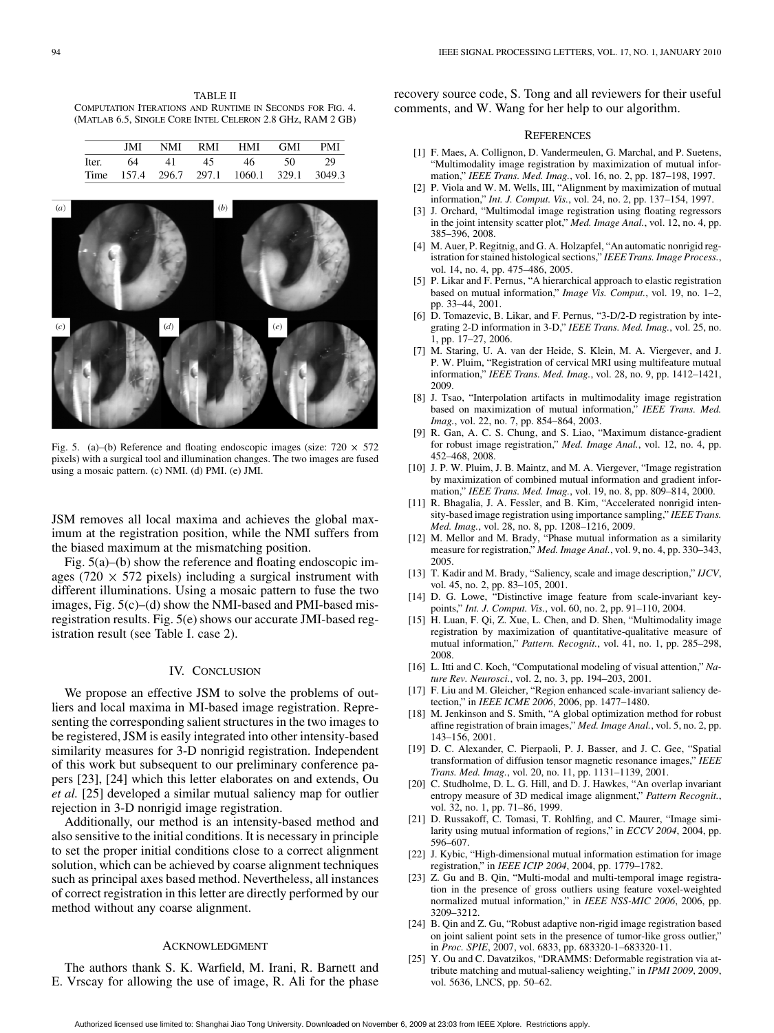TABLE II
COMPUTATION ITERATIONS AND RUNTIME IN SECONDS FOR FIG. 4.
(MATLAB 6.5, SINGLE CORE INTEL CELERON 2.8 GHz, RAM 2 GB)

| | JMI | NMI | RMI | HMI | GMI | PMI |
|---|---|---|---|---|---|---|
| Iter. | 64 | 41 | 45 | 46 | 50 | 29 |
| Time | 157.4 | 296.7 | 297.1 | 1060.1 | 329.1 | 3049.3 |

Fig. 5. (a)–(b) Reference and floating endoscopic images (size: $720 \times 572$ pixels) with a surgical tool and illumination changes. The two images are fused using a mosaic pattern. (c) NMI. (d) PMI. (e) JMI.

JSM removes all local maxima and achieves the global maximum at the registration position, while the NMI suffers from the biased maximum at the mismatching position.

Fig. 5(a)–(b) show the reference and floating endoscopic images ($720 \times 572$ pixels) including a surgical instrument with different illuminations. Using a mosaic pattern to fuse the two images, Fig. 5(c)–(d) show the NMI-based and PMI-based misregistration results. Fig. 5(e) shows our accurate JMI-based registration result (see Table I. case 2).

## IV. CONCLUSION

We propose an effective JSM to solve the problems of outliers and local maxima in MI-based image registration. Representing the corresponding salient structures in the two images to be registered, JSM is easily integrated into other intensity-based similarity measures for 3-D nonrigid registration. Independent of this work but subsequent to our preliminary conference papers [23], [24] which this letter elaborates on and extends, Ou *et al.* [25] developed a similar mutual saliency map for outlier rejection in 3-D nonrigid image registration.

Additionally, our method is an intensity-based method and also sensitive to the initial conditions. It is necessary in principle to set the proper initial conditions close to a correct alignment solution, which can be achieved by coarse alignment techniques such as principal axes based method. Nevertheless, all instances of correct registration in this letter are directly performed by our method without any coarse alignment.

## ACKNOWLEDGMENT

The authors thank S. K. Warfield, M. Irani, R. Barnett and E. Vrscay for allowing the use of image, R. Ali for the phase recovery source code, S. Tong and all reviewers for their useful comments, and W. Wang for her help to our algorithm.

## REFERENCES

[1] F. Maes, A. Collignon, D. Vandermeulen, G. Marchal, and P. Suetens, "Multimodality image registration by maximization of mutual information," *IEEE Trans. Med. Imag.*, vol. 16, no. 2, pp. 187–198, 1997.

[2] P. Viola and W. M. Wells, III, "Alignment by maximization of mutual information," *Int. J. Comput. Vis.*, vol. 24, no. 2, pp. 137–154, 1997.

[3] J. Orchard, "Multimodal image registration using floating regressors in the joint intensity scatter plot," *Med. Image Anal.*, vol. 12, no. 4, pp. 385–396, 2008.

[4] M. Auer, P. Regitnig, and G. A. Holzapfel, "An automatic nonrigid registration for stained histological sections," *IEEE Trans. Image Process.*, vol. 14, no. 4, pp. 475–486, 2005.

[5] P. Likar and F. Pernus, "A hierarchical approach to elastic registration based on mutual information," *Image Vis. Comput.*, vol. 19, no. 1–2, pp. 33–44, 2001.

[6] D. Tomazevic, B. Likar, and F. Pernus, "3-D/2-D registration by integrating 2-D information in 3-D," *IEEE Trans. Med. Imag.*, vol. 25, no. 1, pp. 17–27, 2006.

[7] M. Staring, U. A. van der Heide, S. Klein, M. A. Viergever, and J. P. W. Pluim, "Registration of cervical MRI using multifeature mutual information," *IEEE Trans. Med. Imag.*, vol. 28, no. 9, pp. 1412–1421, 2009.

[8] J. Tsao, "Interpolation artifacts in multimodality image registration based on maximization of mutual information," *IEEE Trans. Med. Imag.*, vol. 22, no. 7, pp. 854–864, 2003.

[9] R. Gan, A. C. S. Chung, and S. Liao, "Maximum distance-gradient for robust image registration," *Med. Image Anal.*, vol. 12, no. 4, pp. 452–468, 2008.

[10] J. P. W. Pluim, J. B. Maintz, and M. A. Viergever, "Image registration by maximization of combined mutual information and gradient information," *IEEE Trans. Med. Imag.*, vol. 19, no. 8, pp. 809–814, 2000.

[11] R. Bhagalia, J. A. Fessler, and B. Kim, "Accelerated nonrigid intensity-based image registration using importance sampling," *IEEE Trans. Med. Imag.*, vol. 28, no. 8, pp. 1208–1216, 2009.

[12] M. Mellor and M. Brady, "Phase mutual information as a similarity measure for registration," *Med. Image Anal.*, vol. 9, no. 4, pp. 330–343, 2005.

[13] T. Kadir and M. Brady, "Saliency, scale and image description," *IJCV*, vol. 45, no. 2, pp. 83–105, 2001.

[14] D. G. Lowe, "Distinctive image feature from scale-invariant keypoints," *Int. J. Comput. Vis.*, vol. 60, no. 2, pp. 91–110, 2004.

[15] H. Luan, F. Qi, Z. Xue, L. Chen, and D. Shen, "Multimodality image registration by maximization of quantitative-qualitative measure of mutual information," *Pattern. Recognit.*, vol. 41, no. 1, pp. 285–298, 2008.

[16] L. Itti and C. Koch, "Computational modeling of visual attention," *Nature Rev. Neurosci.*, vol. 2, no. 3, pp. 194–203, 2001.

[17] F. Liu and M. Gleicher, "Region enhanced scale-invariant saliency detection," in *IEEE ICME 2006*, 2006, pp. 1477–1480.

[18] M. Jenkinson and S. Smith, "A global optimization method for robust affine registration of brain images," *Med. Image Anal.*, vol. 5, no. 2, pp. 143–156, 2001.

[19] D. C. Alexander, C. Pierpaoli, P. J. Basser, and J. C. Gee, "Spatial transformation of diffusion tensor magnetic resonance images," *IEEE Trans. Med. Imag.*, vol. 20, no. 11, pp. 1131–1139, 2001.

[20] C. Studholme, D. L. G. Hill, and D. J. Hawkes, "An overlap invariant entropy measure of 3D medical image alignment," *Pattern Recognit.*, vol. 32, no. 1, pp. 71–86, 1999.

[21] D. Russakoff, C. Tomasi, T. Rohlfing, and C. Maurer, "Image similarity using mutual information of regions," in *ECCV 2004*, 2004, pp. 596–607.

[22] J. Kybic, "High-dimensional mutual information estimation for image registration," in *IEEE ICIP 2004*, 2004, pp. 1779–1782.

[23] Z. Gu and B. Qin, "Multi-modal and multi-temporal image registration in the presence of gross outliers using feature voxel-weighted normalized mutual information," in *IEEE NSS-MIC 2006*, 2006, pp. 3209–3212.

[24] B. Qin and Z. Gu, "Robust adaptive non-rigid image registration based on joint salient point sets in the presence of tumor-like gross outlier," in *Proc. SPIE*, 2007, vol. 6833, pp. 683320-1–683320-11.

[25] Y. Ou and C. Davatzikos, "DRAMMS: Deformable registration via attribute matching and mutual-saliency weighting," in *IPMI 2009*, 2009, vol. 5636, LNCS, pp. 50–62.